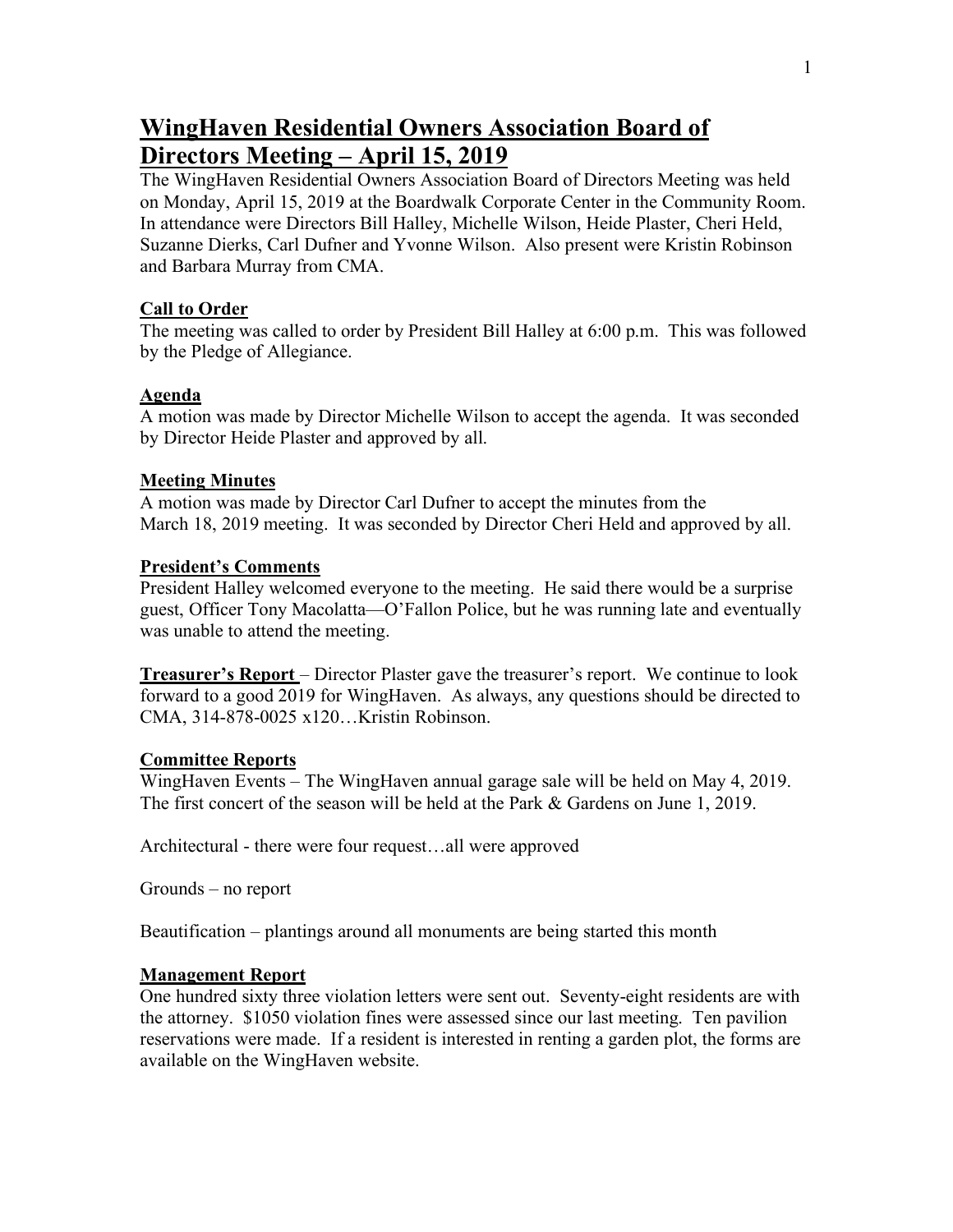# WingHaven Residential Owners Association Board of Directors Meeting – April 15, 2019

The WingHaven Residential Owners Association Board of Directors Meeting was held on Monday, April 15, 2019 at the Boardwalk Corporate Center in the Community Room. In attendance were Directors Bill Halley, Michelle Wilson, Heide Plaster, Cheri Held, Suzanne Dierks, Carl Dufner and Yvonne Wilson. Also present were Kristin Robinson and Barbara Murray from CMA.

**Call to Order**

The meeting was called to order by President Bill Halley at 6:00 p.m. This was followed by the Pledge of Allegiance.

**Agenda**

A motion was made by Director Michelle Wilson to accept the agenda. It was seconded by Director Heide Plaster and approved by all.

**Meeting Minutes**

A motion was made by Director Carl Dufner to accept the minutes from the March 18, 2019 meeting. It was seconded by Director Cheri Held and approved by all.

**President's Comments**

President Halley welcomed everyone to the meeting. He said there would be a surprise guest, Officer Tony Macolatta—O'Fallon Police, but he was running late and eventually was unable to attend the meeting.

**Treasurer's Report** – Director Plaster gave the treasurer's report. We continue to look forward to a good 2019 for WingHaven. As always, any questions should be directed to CMA, 314-878-0025 x120…Kristin Robinson.

**Committee Reports**

WingHaven Events – The WingHaven annual garage sale will be held on May 4, 2019. The first concert of the season will be held at the Park & Gardens on June 1, 2019.

Architectural - there were four request…all were approved

Grounds – no report

Beautification – plantings around all monuments are being started this month

**Management Report**

One hundred sixty three violation letters were sent out. Seventy-eight residents are with the attorney. $1050 violation fines were assessed since our last meeting. Ten pavilion reservations were made. If a resident is interested in renting a garden plot, the forms are available on the WingHaven website.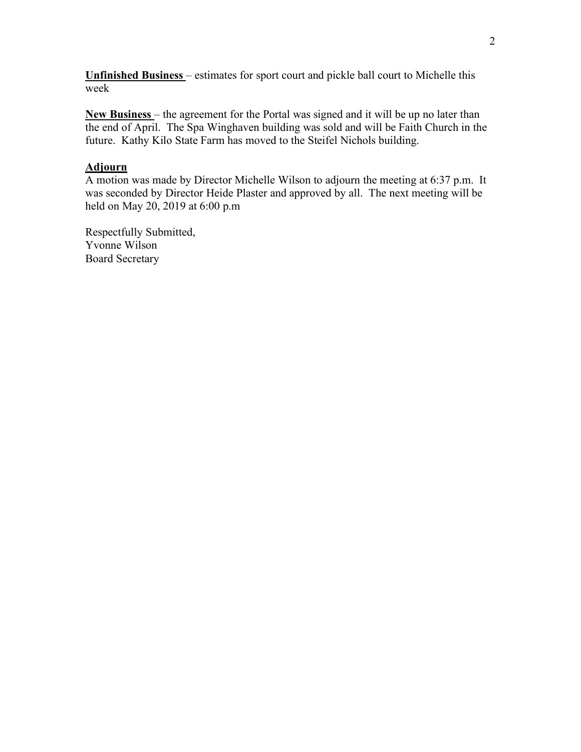**Unfinished Business** – estimates for sport court and pickle ball court to Michelle this week

**New Business** – the agreement for the Portal was signed and it will be up no later than the end of April. The Spa Winghaven building was sold and will be Faith Church in the future. Kathy Kilo State Farm has moved to the Steifel Nichols building.

**Adjourn**

A motion was made by Director Michelle Wilson to adjourn the meeting at 6:37 p.m. It was seconded by Director Heide Plaster and approved by all. The next meeting will be held on May 20, 2019 at 6:00 p.m

Respectfully Submitted,
Yvonne Wilson
Board Secretary